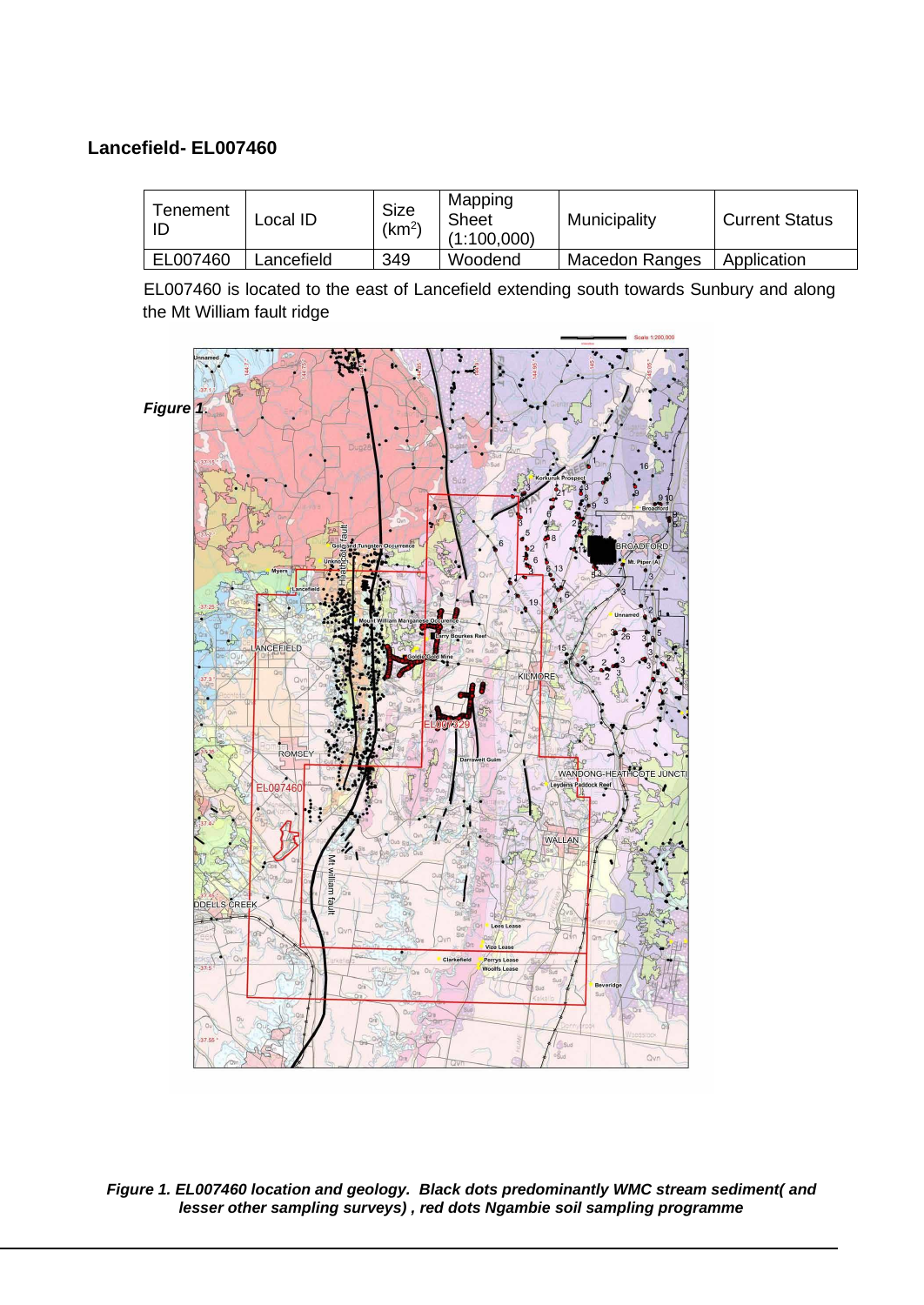## Lancefield- EL007460

| Tenement ID | Local ID | Size ($km^2$) | Mapping Sheet (1:100,000) | Municipality | Current Status |
|---|---|---|---|---|---|
| EL007460 | Lancefield | 349 | Woodend | Macedon Ranges | Application |

EL007460 is located to the east of Lancefield extending south towards Sunbury and along the Mt William fault ridge

*Figure 1.*

***Figure 1. EL007460 location and geology. Black dots predominantly WMC stream sediment( and lesser other sampling surveys) , red dots Ngambie soil sampling programme***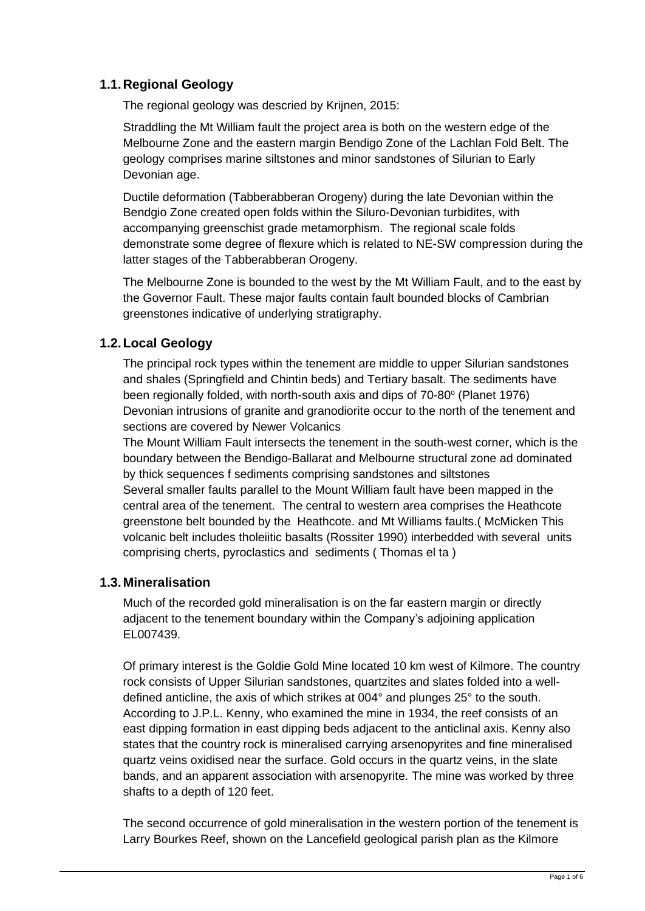## 1.1. Regional Geology

The regional geology was descried by Krijnen, 2015:

Straddling the Mt William fault the project area is both on the western edge of the Melbourne Zone and the eastern margin Bendigo Zone of the Lachlan Fold Belt. The geology comprises marine siltstones and minor sandstones of Silurian to Early Devonian age.

Ductile deformation (Tabberabberan Orogeny) during the late Devonian within the Bendgio Zone created open folds within the Siluro-Devonian turbidites, with accompanying greenschist grade metamorphism. The regional scale folds demonstrate some degree of flexure which is related to NE-SW compression during the latter stages of the Tabberabberan Orogeny.

The Melbourne Zone is bounded to the west by the Mt William Fault, and to the east by the Governor Fault. These major faults contain fault bounded blocks of Cambrian greenstones indicative of underlying stratigraphy.

## 1.2. Local Geology

The principal rock types within the tenement are middle to upper Silurian sandstones and shales (Springfield and Chintin beds) and Tertiary basalt. The sediments have been regionally folded, with north-south axis and dips of 70-80º (Planet 1976) Devonian intrusions of granite and granodiorite occur to the north of the tenement and sections are covered by Newer Volcanics

The Mount William Fault intersects the tenement in the south-west corner, which is the boundary between the Bendigo-Ballarat and Melbourne structural zone ad dominated by thick sequences f sediments comprising sandstones and siltstones

Several smaller faults parallel to the Mount William fault have been mapped in the central area of the tenement. The central to western area comprises the Heathcote greenstone belt bounded by the Heathcote. and Mt Williams faults.( McMicken This volcanic belt includes tholeiitic basalts (Rossiter 1990) interbedded with several units comprising cherts, pyroclastics and sediments ( Thomas el ta )

## 1.3. Mineralisation

Much of the recorded gold mineralisation is on the far eastern margin or directly adjacent to the tenement boundary within the Company's adjoining application EL007439.

Of primary interest is the Goldie Gold Mine located 10 km west of Kilmore. The country rock consists of Upper Silurian sandstones, quartzites and slates folded into a well-defined anticline, the axis of which strikes at 004° and plunges 25° to the south. According to J.P.L. Kenny, who examined the mine in 1934, the reef consists of an east dipping formation in east dipping beds adjacent to the anticlinal axis. Kenny also states that the country rock is mineralised carrying arsenopyrites and fine mineralised quartz veins oxidised near the surface. Gold occurs in the quartz veins, in the slate bands, and an apparent association with arsenopyrite. The mine was worked by three shafts to a depth of 120 feet.

The second occurrence of gold mineralisation in the western portion of the tenement is Larry Bourkes Reef, shown on the Lancefield geological parish plan as the Kilmore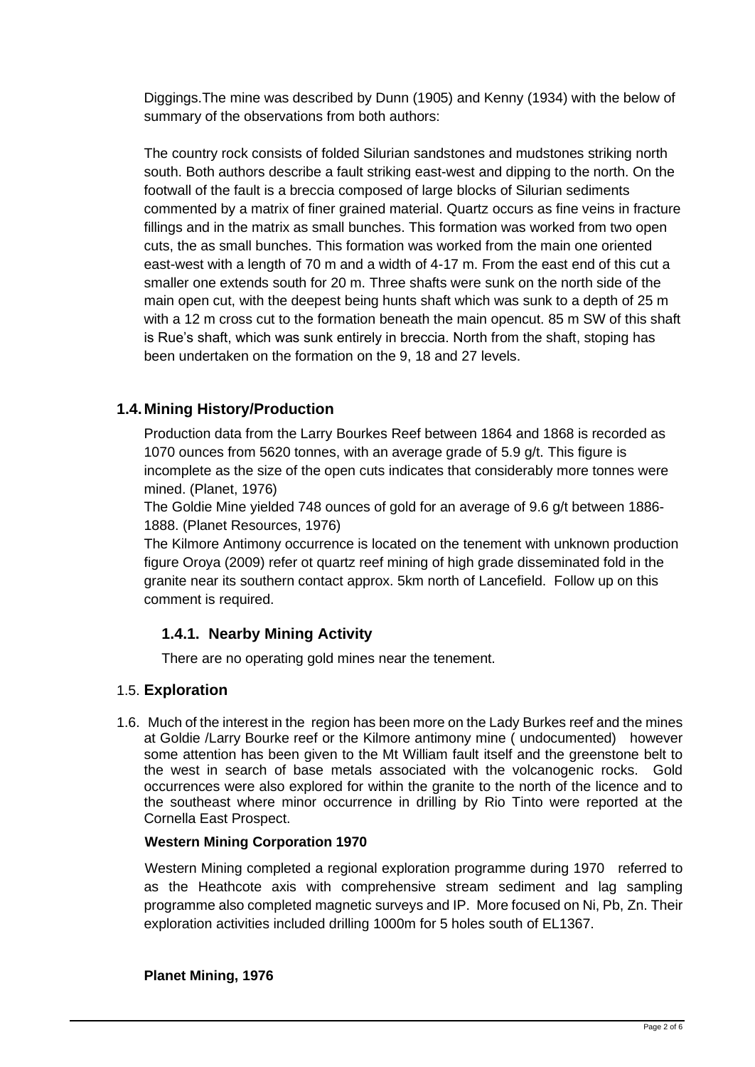Diggings.The mine was described by Dunn (1905) and Kenny (1934) with the below of summary of the observations from both authors:

The country rock consists of folded Silurian sandstones and mudstones striking north south. Both authors describe a fault striking east-west and dipping to the north. On the footwall of the fault is a breccia composed of large blocks of Silurian sediments commented by a matrix of finer grained material. Quartz occurs as fine veins in fracture fillings and in the matrix as small bunches. This formation was worked from two open cuts, the as small bunches. This formation was worked from the main one oriented east-west with a length of 70 m and a width of 4-17 m. From the east end of this cut a smaller one extends south for 20 m. Three shafts were sunk on the north side of the main open cut, with the deepest being hunts shaft which was sunk to a depth of 25 m with a 12 m cross cut to the formation beneath the main opencut. 85 m SW of this shaft is Rue's shaft, which was sunk entirely in breccia. North from the shaft, stoping has been undertaken on the formation on the 9, 18 and 27 levels.

## 1.4. Mining History/Production

Production data from the Larry Bourkes Reef between 1864 and 1868 is recorded as 1070 ounces from 5620 tonnes, with an average grade of 5.9 g/t. This figure is incomplete as the size of the open cuts indicates that considerably more tonnes were mined. (Planet, 1976)

The Goldie Mine yielded 748 ounces of gold for an average of 9.6 g/t between 1886-1888. (Planet Resources, 1976)

The Kilmore Antimony occurrence is located on the tenement with unknown production figure Oroya (2009) refer ot quartz reef mining of high grade disseminated fold in the granite near its southern contact approx. 5km north of Lancefield. Follow up on this comment is required.

### 1.4.1. Nearby Mining Activity

There are no operating gold mines near the tenement.

## 1.5. Exploration

1.6. Much of the interest in the region has been more on the Lady Burkes reef and the mines at Goldie /Larry Bourke reef or the Kilmore antimony mine ( undocumented) however some attention has been given to the Mt William fault itself and the greenstone belt to the west in search of base metals associated with the volcanogenic rocks. Gold occurrences were also explored for within the granite to the north of the licence and to the southeast where minor occurrence in drilling by Rio Tinto were reported at the Cornella East Prospect.

**Western Mining Corporation 1970**

Western Mining completed a regional exploration programme during 1970 referred to as the Heathcote axis with comprehensive stream sediment and lag sampling programme also completed magnetic surveys and IP. More focused on Ni, Pb, Zn. Their exploration activities included drilling 1000m for 5 holes south of EL1367.

**Planet Mining, 1976**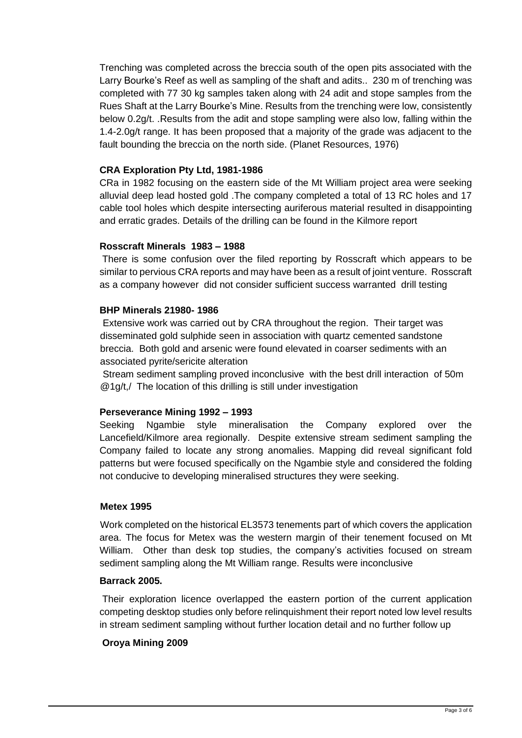Trenching was completed across the breccia south of the open pits associated with the Larry Bourke's Reef as well as sampling of the shaft and adits.. 230 m of trenching was completed with 77 30 kg samples taken along with 24 adit and stope samples from the Rues Shaft at the Larry Bourke's Mine. Results from the trenching were low, consistently below 0.2g/t. .Results from the adit and stope sampling were also low, falling within the 1.4-2.0g/t range. It has been proposed that a majority of the grade was adjacent to the fault bounding the breccia on the north side. (Planet Resources, 1976)

**CRA Exploration Pty Ltd, 1981-1986**

CRa in 1982 focusing on the eastern side of the Mt William project area were seeking alluvial deep lead hosted gold .The company completed a total of 13 RC holes and 17 cable tool holes which despite intersecting auriferous material resulted in disappointing and erratic grades. Details of the drilling can be found in the Kilmore report

**Rosscraft Minerals 1983 – 1988**

There is some confusion over the filed reporting by Rosscraft which appears to be similar to pervious CRA reports and may have been as a result of joint venture. Rosscraft as a company however did not consider sufficient success warranted drill testing

**BHP Minerals 21980- 1986**

Extensive work was carried out by CRA throughout the region. Their target was disseminated gold sulphide seen in association with quartz cemented sandstone breccia. Both gold and arsenic were found elevated in coarser sediments with an associated pyrite/sericite alteration

Stream sediment sampling proved inconclusive with the best drill interaction of 50m @1g/t,/ The location of this drilling is still under investigation

**Perseverance Mining 1992 – 1993**

Seeking Ngambie style mineralisation the Company explored over the Lancefield/Kilmore area regionally. Despite extensive stream sediment sampling the Company failed to locate any strong anomalies. Mapping did reveal significant fold patterns but were focused specifically on the Ngambie style and considered the folding not conducive to developing mineralised structures they were seeking.

**Metex 1995**

Work completed on the historical EL3573 tenements part of which covers the application area. The focus for Metex was the western margin of their tenement focused on Mt William. Other than desk top studies, the company's activities focused on stream sediment sampling along the Mt William range. Results were inconclusive

**Barrack 2005.**

Their exploration licence overlapped the eastern portion of the current application competing desktop studies only before relinquishment their report noted low level results in stream sediment sampling without further location detail and no further follow up

**Oroya Mining 2009**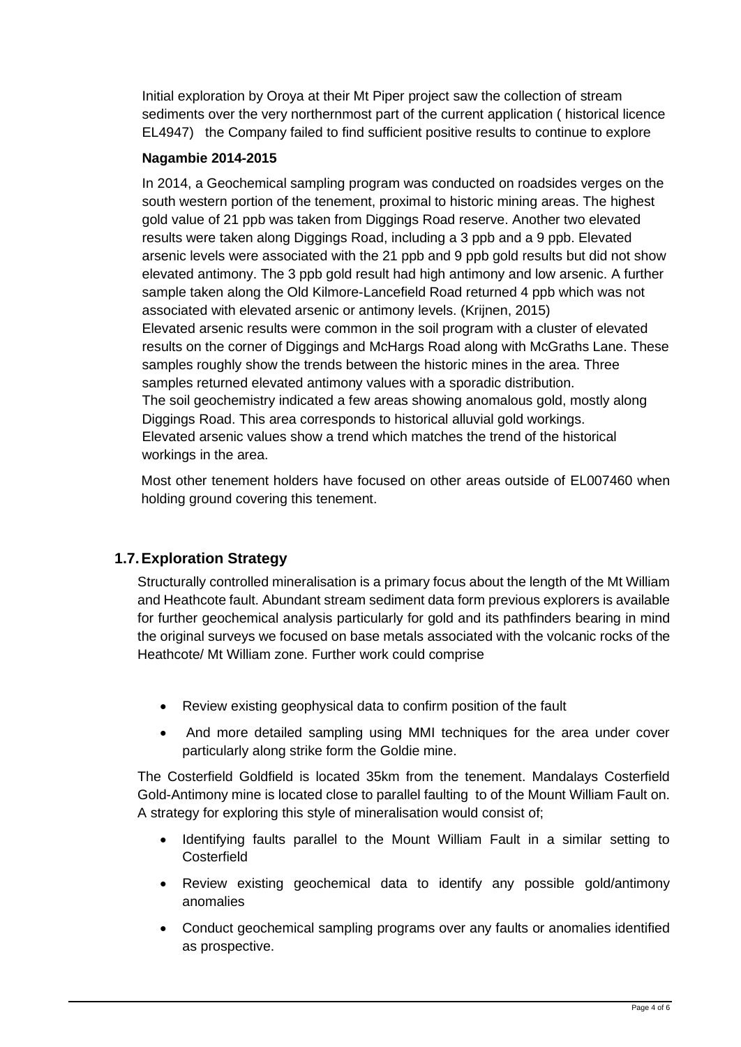Initial exploration by Oroya at their Mt Piper project saw the collection of stream sediments over the very northernmost part of the current application ( historical licence EL4947) the Company failed to find sufficient positive results to continue to explore

**Nagambie 2014-2015**

In 2014, a Geochemical sampling program was conducted on roadsides verges on the south western portion of the tenement, proximal to historic mining areas. The highest gold value of 21 ppb was taken from Diggings Road reserve. Another two elevated results were taken along Diggings Road, including a 3 ppb and a 9 ppb. Elevated arsenic levels were associated with the 21 ppb and 9 ppb gold results but did not show elevated antimony. The 3 ppb gold result had high antimony and low arsenic. A further sample taken along the Old Kilmore-Lancefield Road returned 4 ppb which was not associated with elevated arsenic or antimony levels. (Krijnen, 2015)
Elevated arsenic results were common in the soil program with a cluster of elevated results on the corner of Diggings and McHargs Road along with McGraths Lane. These samples roughly show the trends between the historic mines in the area. Three samples returned elevated antimony values with a sporadic distribution.
The soil geochemistry indicated a few areas showing anomalous gold, mostly along Diggings Road. This area corresponds to historical alluvial gold workings.
Elevated arsenic values show a trend which matches the trend of the historical workings in the area.

Most other tenement holders have focused on other areas outside of EL007460 when holding ground covering this tenement.

## 1.7. Exploration Strategy

Structurally controlled mineralisation is a primary focus about the length of the Mt William and Heathcote fault. Abundant stream sediment data form previous explorers is available for further geochemical analysis particularly for gold and its pathfinders bearing in mind the original surveys we focused on base metals associated with the volcanic rocks of the Heathcote/ Mt William zone. Further work could comprise

- Review existing geophysical data to confirm position of the fault
- And more detailed sampling using MMI techniques for the area under cover particularly along strike form the Goldie mine.

The Costerfield Goldfield is located 35km from the tenement. Mandalays Costerfield Gold-Antimony mine is located close to parallel faulting to of the Mount William Fault on. A strategy for exploring this style of mineralisation would consist of;

- Identifying faults parallel to the Mount William Fault in a similar setting to Costerfield
- Review existing geochemical data to identify any possible gold/antimony anomalies
- Conduct geochemical sampling programs over any faults or anomalies identified as prospective.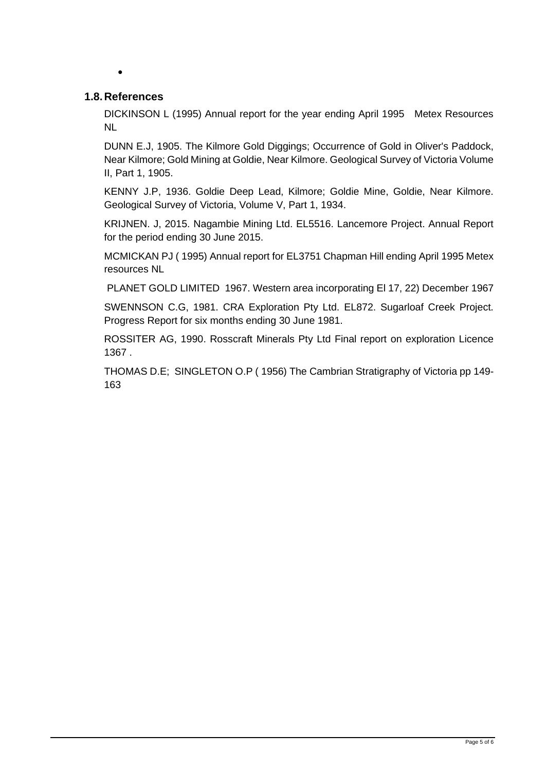- 

## 1.8. References

DICKINSON L (1995) Annual report for the year ending April 1995 Metex Resources NL

DUNN E.J, 1905. The Kilmore Gold Diggings; Occurrence of Gold in Oliver's Paddock, Near Kilmore; Gold Mining at Goldie, Near Kilmore. Geological Survey of Victoria Volume II, Part 1, 1905.

KENNY J.P, 1936. Goldie Deep Lead, Kilmore; Goldie Mine, Goldie, Near Kilmore. Geological Survey of Victoria, Volume V, Part 1, 1934.

KRIJNEN. J, 2015. Nagambie Mining Ltd. EL5516. Lancemore Project. Annual Report for the period ending 30 June 2015.

MCMICKAN PJ ( 1995) Annual report for EL3751 Chapman Hill ending April 1995 Metex resources NL

PLANET GOLD LIMITED 1967. Western area incorporating El 17, 22) December 1967

SWENNSON C.G, 1981. CRA Exploration Pty Ltd. EL872. Sugarloaf Creek Project. Progress Report for six months ending 30 June 1981.

ROSSITER AG, 1990. Rosscraft Minerals Pty Ltd Final report on exploration Licence 1367 .

THOMAS D.E; SINGLETON O.P ( 1956) The Cambrian Stratigraphy of Victoria pp 149-163